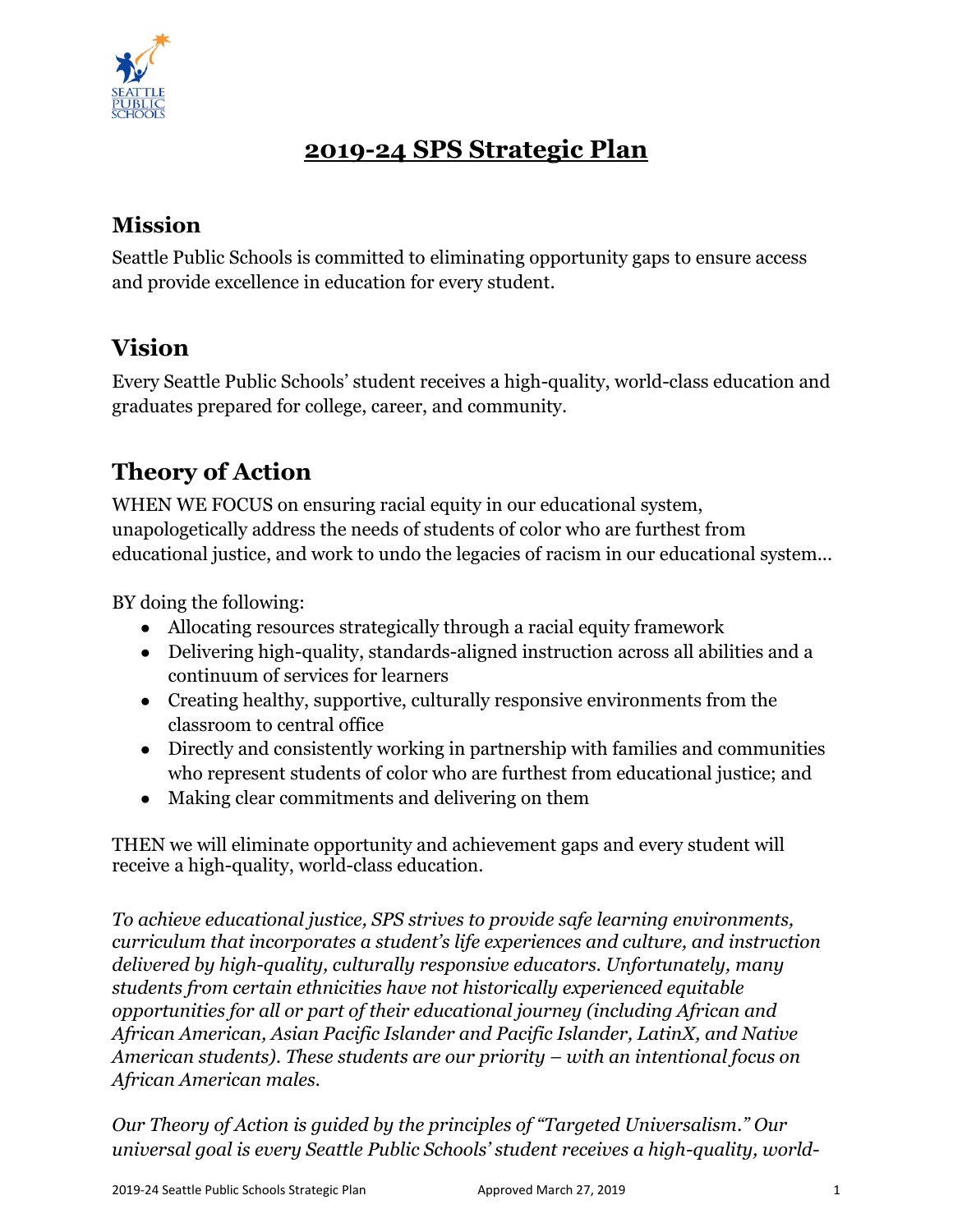# 2019-24 SPS Strategic Plan

## Mission

Seattle Public Schools is committed to eliminating opportunity gaps to ensure access and provide excellence in education for every student.

## Vision

Every Seattle Public Schools' student receives a high-quality, world-class education and graduates prepared for college, career, and community.

## Theory of Action

WHEN WE FOCUS on ensuring racial equity in our educational system, unapologetically address the needs of students of color who are furthest from educational justice, and work to undo the legacies of racism in our educational system...

BY doing the following:

- Allocating resources strategically through a racial equity framework
- Delivering high-quality, standards-aligned instruction across all abilities and a continuum of services for learners
- Creating healthy, supportive, culturally responsive environments from the classroom to central office
- Directly and consistently working in partnership with families and communities who represent students of color who are furthest from educational justice; and
- Making clear commitments and delivering on them

THEN we will eliminate opportunity and achievement gaps and every student will receive a high-quality, world-class education.

*To achieve educational justice, SPS strives to provide safe learning environments, curriculum that incorporates a student's life experiences and culture, and instruction delivered by high-quality, culturally responsive educators. Unfortunately, many students from certain ethnicities have not historically experienced equitable opportunities for all or part of their educational journey (including African and African American, Asian Pacific Islander and Pacific Islander, LatinX, and Native American students). These students are our priority – with an intentional focus on African American males.*

*Our Theory of Action is guided by the principles of "Targeted Universalism." Our universal goal is every Seattle Public Schools' student receives a high-quality, world-*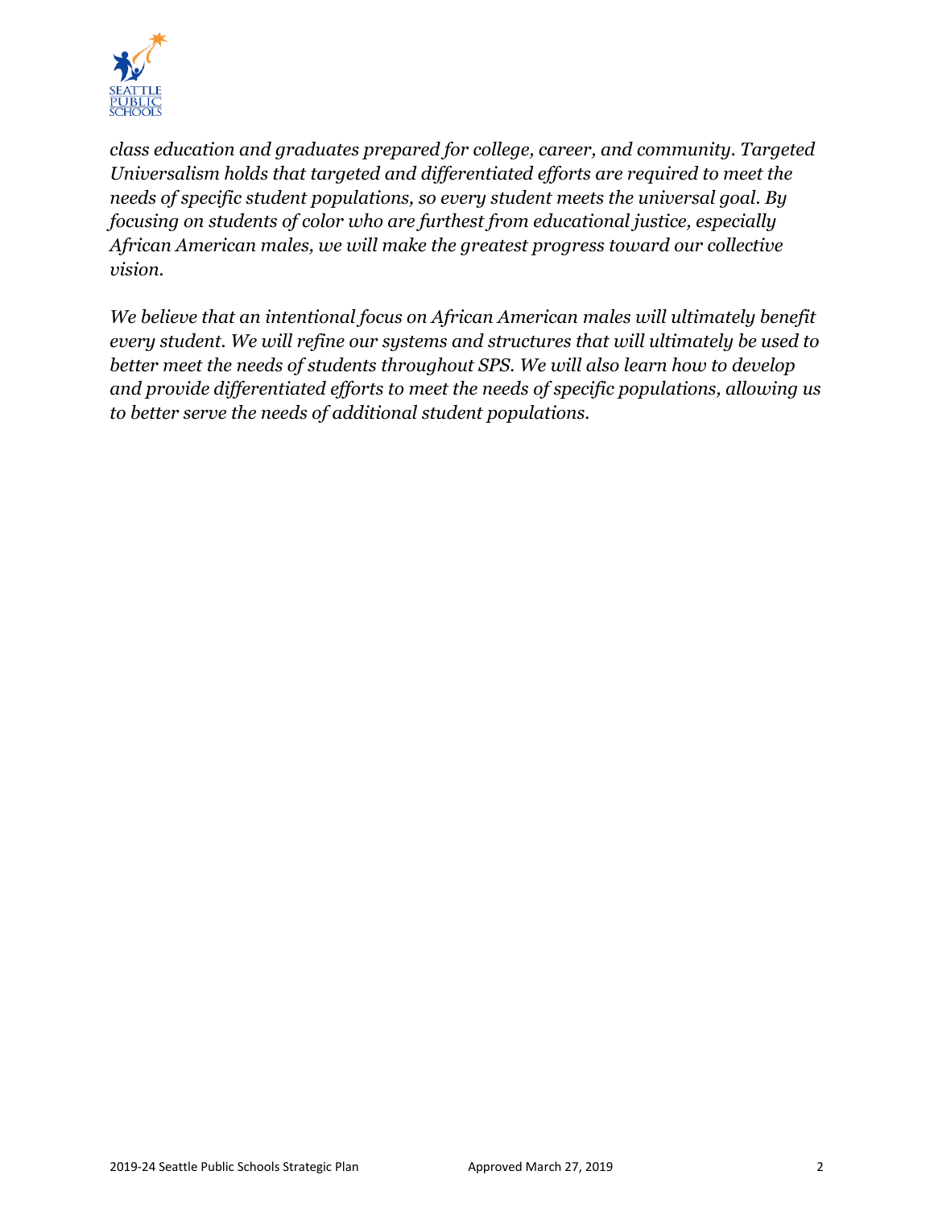*class education and graduates prepared for college, career, and community. Targeted Universalism holds that targeted and differentiated efforts are required to meet the needs of specific student populations, so every student meets the universal goal. By focusing on students of color who are furthest from educational justice, especially African American males, we will make the greatest progress toward our collective vision.*

*We believe that an intentional focus on African American males will ultimately benefit every student. We will refine our systems and structures that will ultimately be used to better meet the needs of students throughout SPS. We will also learn how to develop and provide differentiated efforts to meet the needs of specific populations, allowing us to better serve the needs of additional student populations.*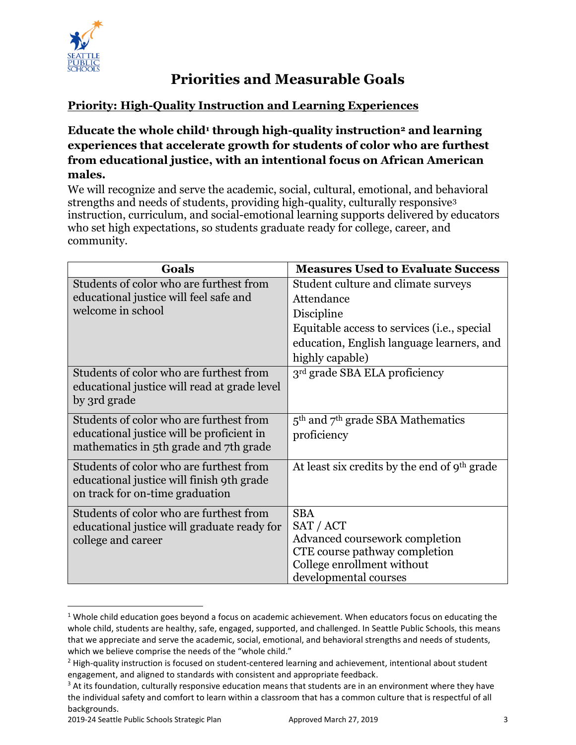# Priorities and Measurable Goals

## Priority: High-Quality Instruction and Learning Experiences

### Educate the whole child[1] through high-quality instruction[2] and learning experiences that accelerate growth for students of color who are furthest from educational justice, with an intentional focus on African American males.

We will recognize and serve the academic, social, cultural, emotional, and behavioral strengths and needs of students, providing high-quality, culturally responsive[3] instruction, curriculum, and social-emotional learning supports delivered by educators who set high expectations, so students graduate ready for college, career, and community.

| Goals | Measures Used to Evaluate Success |
|---|---|
| Students of color who are furthest from educational justice will feel safe and welcome in school | Student culture and climate surveys<br>Attendance<br>Discipline<br>Equitable access to services (i.e., special education, English language learners, and highly capable) |
| Students of color who are furthest from educational justice will read at grade level by 3rd grade | 3rd grade SBA ELA proficiency |
| Students of color who are furthest from educational justice will be proficient in mathematics in 5th grade and 7th grade | 5th and 7th grade SBA Mathematics proficiency |
| Students of color who are furthest from educational justice will finish 9th grade on track for on-time graduation | At least six credits by the end of 9th grade |
| Students of color who are furthest from educational justice will graduate ready for college and career | SBA<br>SAT / ACT<br>Advanced coursework completion<br>CTE course pathway completion<br>College enrollment without developmental courses |

[1] Whole child education goes beyond a focus on academic achievement. When educators focus on educating the whole child, students are healthy, safe, engaged, supported, and challenged. In Seattle Public Schools, this means that we appreciate and serve the academic, social, emotional, and behavioral strengths and needs of students, which we believe comprise the needs of the "whole child."

[2] High-quality instruction is focused on student-centered learning and achievement, intentional about student engagement, and aligned to standards with consistent and appropriate feedback.

[3] At its foundation, culturally responsive education means that students are in an environment where they have the individual safety and comfort to learn within a classroom that has a common culture that is respectful of all backgrounds.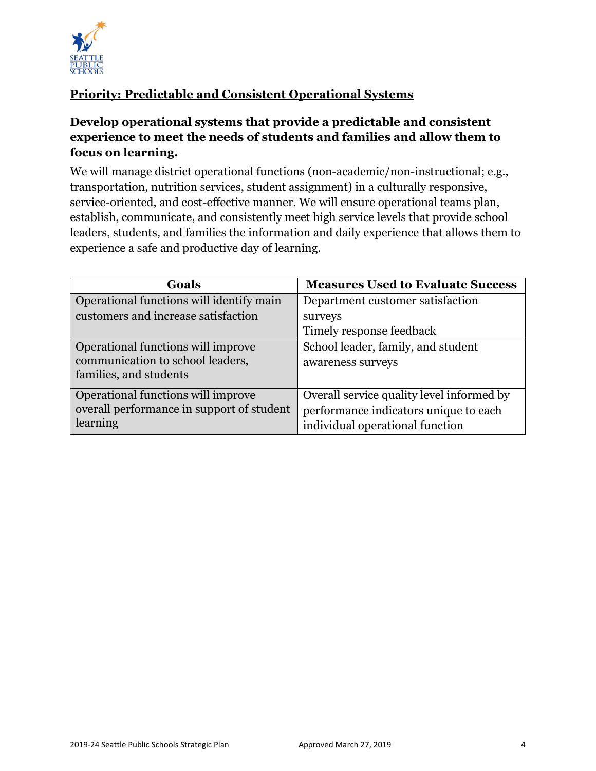## Priority: Predictable and Consistent Operational Systems

### Develop operational systems that provide a predictable and consistent experience to meet the needs of students and families and allow them to focus on learning.

We will manage district operational functions (non-academic/non-instructional; e.g., transportation, nutrition services, student assignment) in a culturally responsive, service-oriented, and cost-effective manner. We will ensure operational teams plan, establish, communicate, and consistently meet high service levels that provide school leaders, students, and families the information and daily experience that allows them to experience a safe and productive day of learning.

| Goals | Measures Used to Evaluate Success |
|---|---|
| Operational functions will identify main customers and increase satisfaction | Department customer satisfaction surveys<br>Timely response feedback |
| Operational functions will improve communication to school leaders, families, and students | School leader, family, and student awareness surveys |
| Operational functions will improve overall performance in support of student learning | Overall service quality level informed by performance indicators unique to each individual operational function |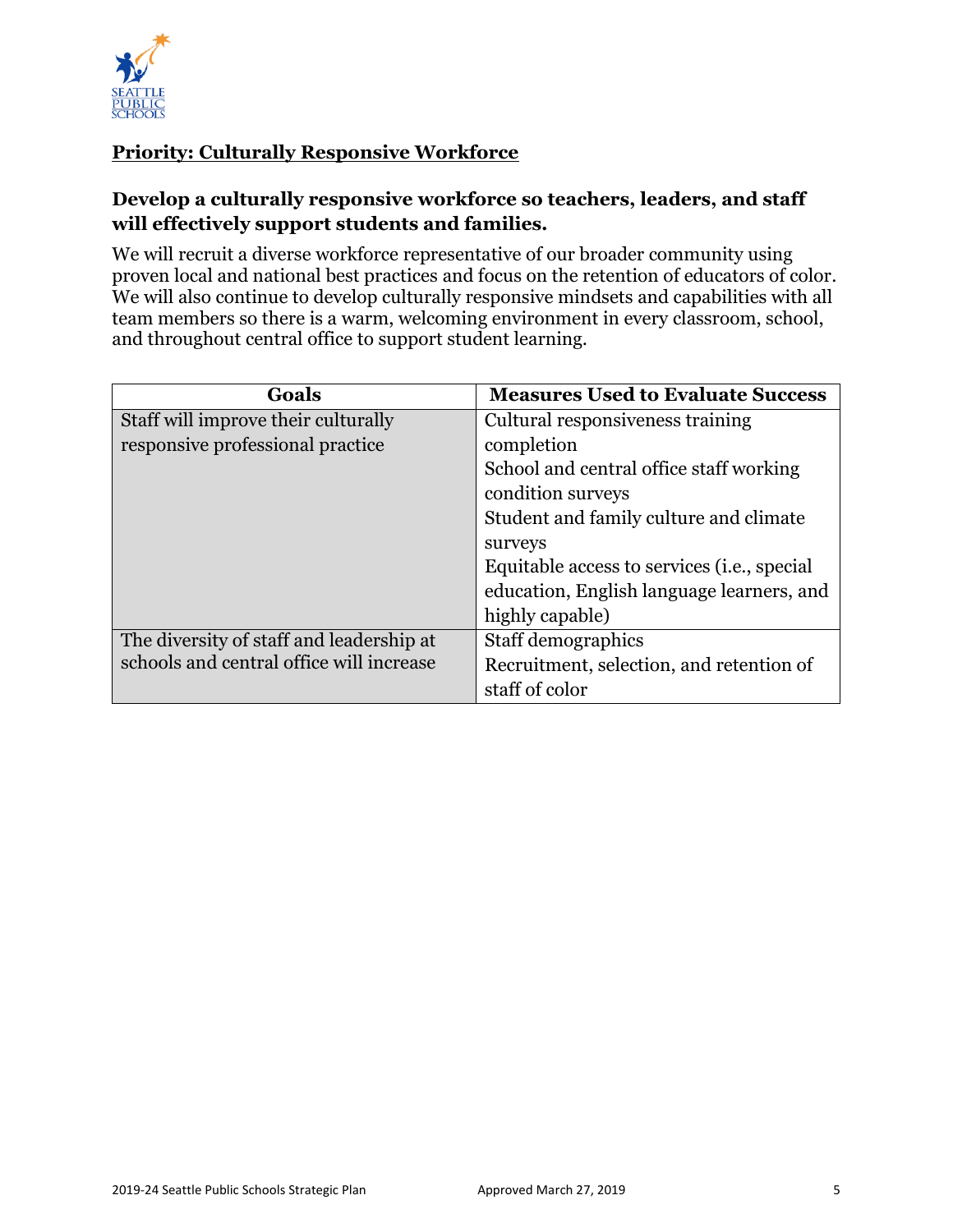## Priority: Culturally Responsive Workforce

### Develop a culturally responsive workforce so teachers, leaders, and staff will effectively support students and families.

We will recruit a diverse workforce representative of our broader community using proven local and national best practices and focus on the retention of educators of color. We will also continue to develop culturally responsive mindsets and capabilities with all team members so there is a warm, welcoming environment in every classroom, school, and throughout central office to support student learning.

| Goals | Measures Used to Evaluate Success |
|---|---|
| Staff will improve their culturally responsive professional practice | Cultural responsiveness training completion<br>School and central office staff working condition surveys<br>Student and family culture and climate surveys<br>Equitable access to services (i.e., special education, English language learners, and highly capable) |
| The diversity of staff and leadership at schools and central office will increase | Staff demographics<br>Recruitment, selection, and retention of staff of color |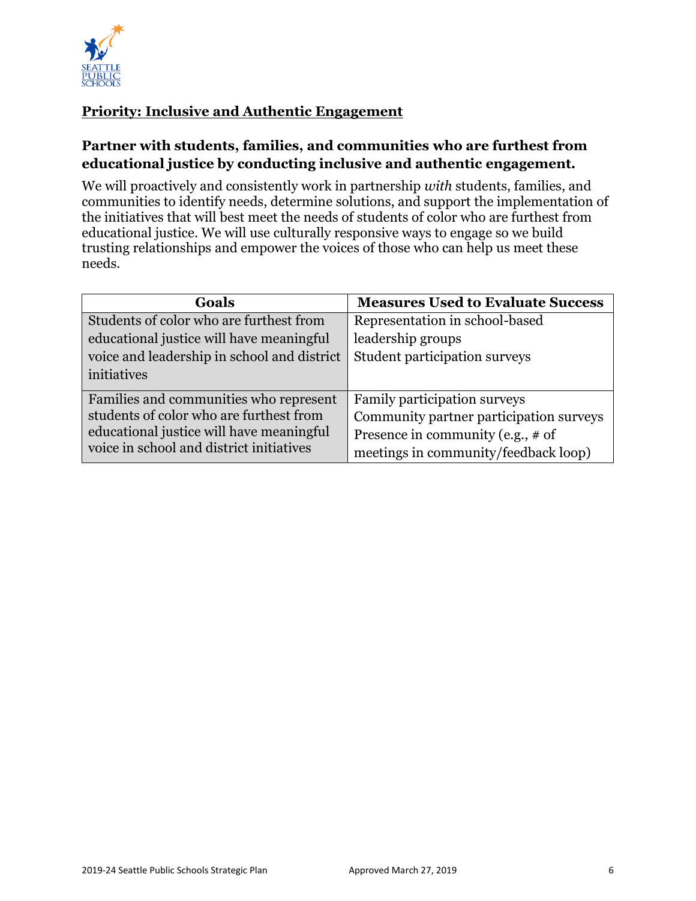**Priority: Inclusive and Authentic Engagement**

## Partner with students, families, and communities who are furthest from educational justice by conducting inclusive and authentic engagement.

We will proactively and consistently work in partnership *with* students, families, and communities to identify needs, determine solutions, and support the implementation of the initiatives that will best meet the needs of students of color who are furthest from educational justice. We will use culturally responsive ways to engage so we build trusting relationships and empower the voices of those who can help us meet these needs.

| Goals | Measures Used to Evaluate Success |
|---|---|
| Students of color who are furthest from educational justice will have meaningful voice and leadership in school and district initiatives | Representation in school-based leadership groups<br>Student participation surveys |
| Families and communities who represent students of color who are furthest from educational justice will have meaningful voice in school and district initiatives | Family participation surveys<br>Community partner participation surveys<br>Presence in community (e.g., # of meetings in community/feedback loop) |